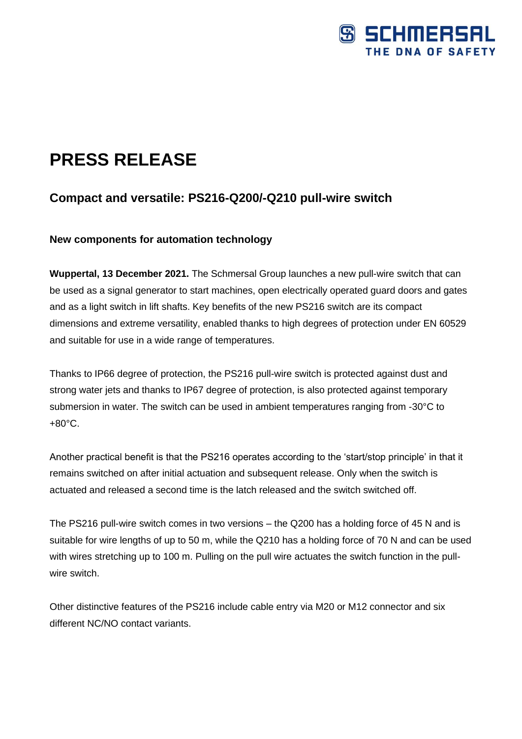# PRESS RELEASE

## Compact and versatile: PS216-Q200/-Q210 pull-wire switch

### New components for automation technology

**Wuppertal, 13 December 2021.** The Schmersal Group launches a new pull-wire switch that can be used as a signal generator to start machines, open electrically operated guard doors and gates and as a light switch in lift shafts. Key benefits of the new PS216 switch are its compact dimensions and extreme versatility, enabled thanks to high degrees of protection under EN 60529 and suitable for use in a wide range of temperatures.

Thanks to IP66 degree of protection, the PS216 pull-wire switch is protected against dust and strong water jets and thanks to IP67 degree of protection, is also protected against temporary submersion in water. The switch can be used in ambient temperatures ranging from -30°C to +80°C.

Another practical benefit is that the PS216 operates according to the 'start/stop principle' in that it remains switched on after initial actuation and subsequent release. Only when the switch is actuated and released a second time is the latch released and the switch switched off.

The PS216 pull-wire switch comes in two versions – the Q200 has a holding force of 45 N and is suitable for wire lengths of up to 50 m, while the Q210 has a holding force of 70 N and can be used with wires stretching up to 100 m. Pulling on the pull wire actuates the switch function in the pull-wire switch.

Other distinctive features of the PS216 include cable entry via M20 or M12 connector and six different NC/NO contact variants.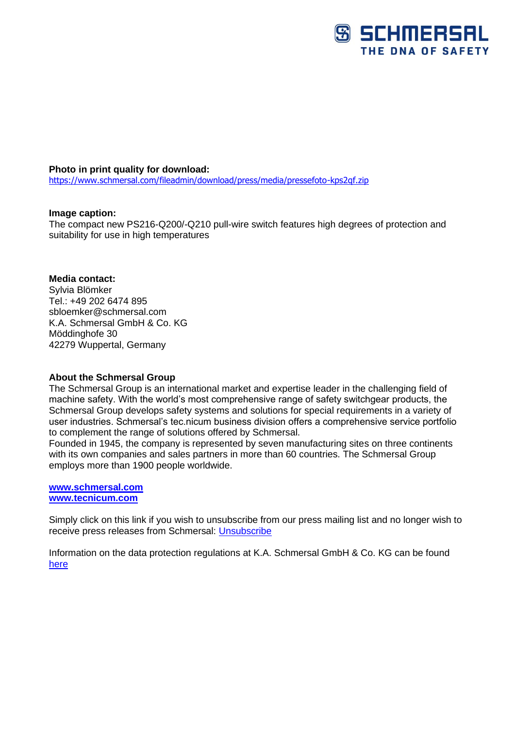**Photo in print quality for download:**
https://www.schmersal.com/fileadmin/download/press/media/pressefoto-kps2qf.zip

**Image caption:**
The compact new PS216-Q200/-Q210 pull-wire switch features high degrees of protection and suitability for use in high temperatures

**Media contact:**
Sylvia Blömker
Tel.: +49 202 6474 895
sbloemker@schmersal.com
K.A. Schmersal GmbH & Co. KG
Möddinghofe 30
42279 Wuppertal, Germany

**About the Schmersal Group**
The Schmersal Group is an international market and expertise leader in the challenging field of machine safety. With the world's most comprehensive range of safety switchgear products, the Schmersal Group develops safety systems and solutions for special requirements in a variety of user industries. Schmersal's tec.nicum business division offers a comprehensive service portfolio to complement the range of solutions offered by Schmersal.
Founded in 1945, the company is represented by seven manufacturing sites on three continents with its own companies and sales partners in more than 60 countries. The Schmersal Group employs more than 1900 people worldwide.

**www.schmersal.com**
**www.tecnicum.com**

Simply click on this link if you wish to unsubscribe from our press mailing list and no longer wish to receive press releases from Schmersal: Unsubscribe

Information on the data protection regulations at K.A. Schmersal GmbH & Co. KG can be found here